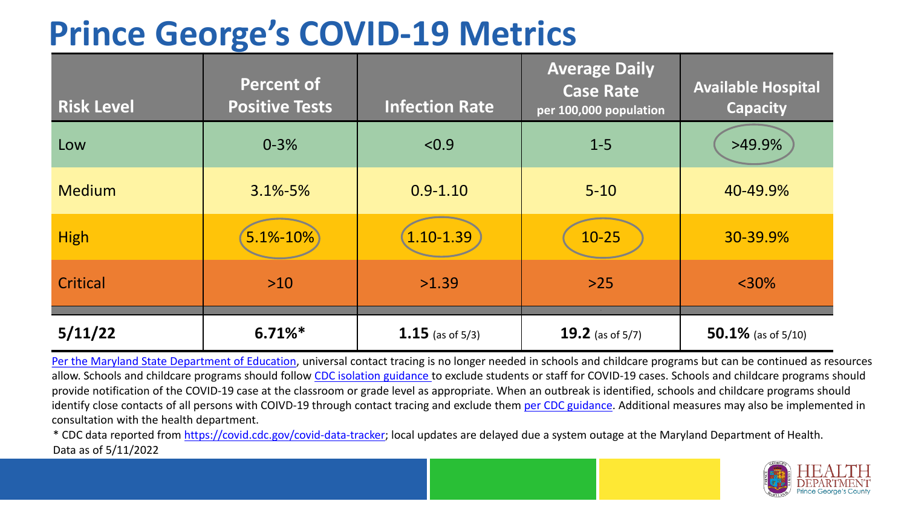# Prince George's COVID-19 Metrics

| Risk Level | Percent of Positive Tests | Infection Rate | Average Daily Case Rate per 100,000 population | Available Hospital Capacity |
|---|---|---|---|---|
| Low | 0-3% | <0.9 | 1-5 | >49.9% |
| Medium | 3.1%-5% | 0.9-1.10 | 5-10 | 40-49.9% |
| High | 5.1%-10% | 1.10-1.39 | 10-25 | 30-39.9% |
| Critical | >10 | >1.39 | >25 | <30% |
| **5/11/22** | **6.71%*** | **1.15** (as of 5/3) | **19.2** (as of 5/7) | **50.1%** (as of 5/10) |

Per the Maryland State Department of Education, universal contact tracing is no longer needed in schools and childcare programs but can be continued as resources allow. Schools and childcare programs should follow CDC isolation guidance to exclude students or staff for COVID-19 cases. Schools and childcare programs should provide notification of the COVID-19 case at the classroom or grade level as appropriate. When an outbreak is identified, schools and childcare programs should identify close contacts of all persons with COIVD-19 through contact tracing and exclude them per CDC guidance. Additional measures may also be implemented in consultation with the health department.

* CDC data reported from https://covid.cdc.gov/covid-data-tracker; local updates are delayed due a system outage at the Maryland Department of Health.

Data as of 5/11/2022

HEALTH DEPARTMENT Prince George's County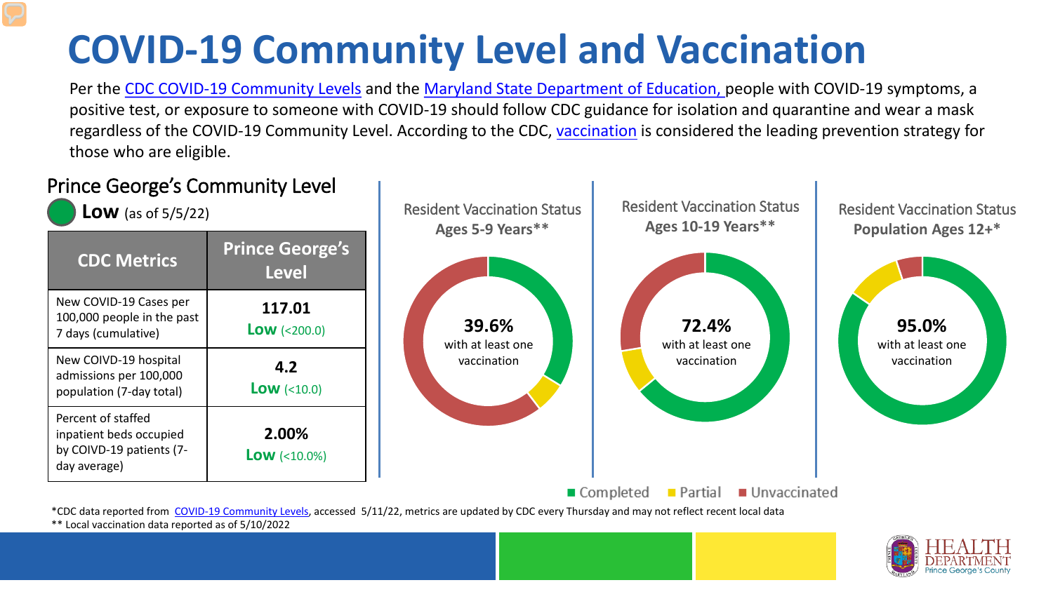# COVID-19 Community Level and Vaccination

Per the CDC COVID-19 Community Levels and the Maryland State Department of Education, people with COVID-19 symptoms, a positive test, or exposure to someone with COVID-19 should follow CDC guidance for isolation and quarantine and wear a mask regardless of the COVID-19 Community Level. According to the CDC, vaccination is considered the leading prevention strategy for those who are eligible.

## Prince George's Community Level

**Low** (as of 5/5/22)

| CDC Metrics | Prince George's Level |
| --- | --- |
| New COVID-19 Cases per 100,000 people in the past 7 days (cumulative) | **117.01** **Low** (<200.0) |
| New COIVD-19 hospital admissions per 100,000 population (7-day total) | **4.2** **Low** (<10.0) |
| Percent of staffed inpatient beds occupied by COIVD-19 patients (7-day average) | **2.00%** **Low** (<10.0%) |

### Resident Vaccination Status Ages 5-9 Years**

**39.6%** with at least one vaccination

### Resident Vaccination Status Ages 10-19 Years**

**72.4%** with at least one vaccination

### Resident Vaccination Status Population Ages 12+*

**95.0%** with at least one vaccination

Completed | Partial | Unvaccinated

*CDC data reported from COVID-19 Community Levels, accessed 5/11/22, metrics are updated by CDC every Thursday and may not reflect recent local data

** Local vaccination data reported as of 5/10/2022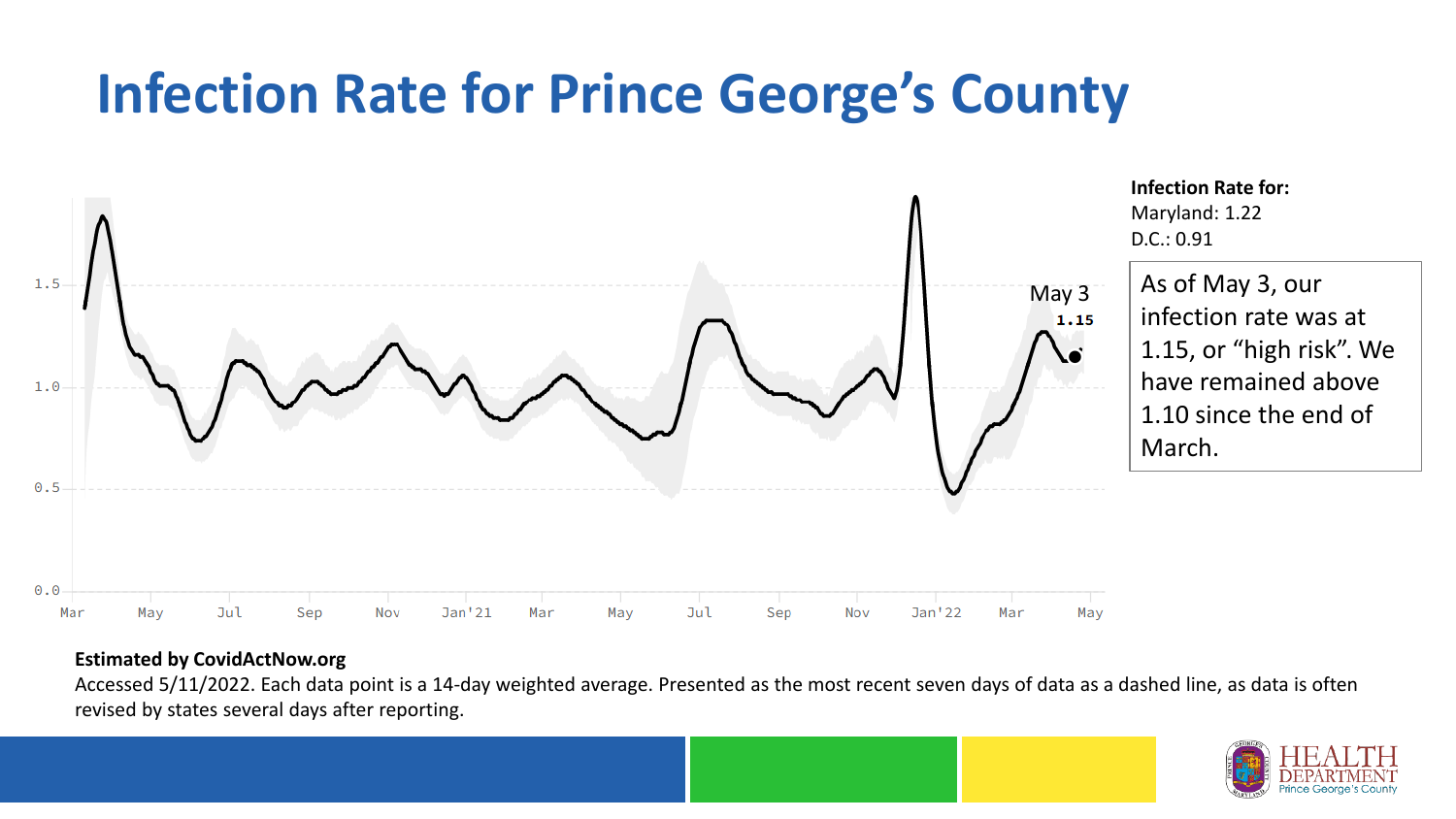# Infection Rate for Prince George's County

**Infection Rate for:**
Maryland: 1.22
D.C.: 0.91

As of May 3, our infection rate was at 1.15, or "high risk". We have remained above 1.10 since the end of March.

**Estimated by CovidActNow.org**

Accessed 5/11/2022. Each data point is a 14-day weighted average. Presented as the most recent seven days of data as a dashed line, as data is often revised by states several days after reporting.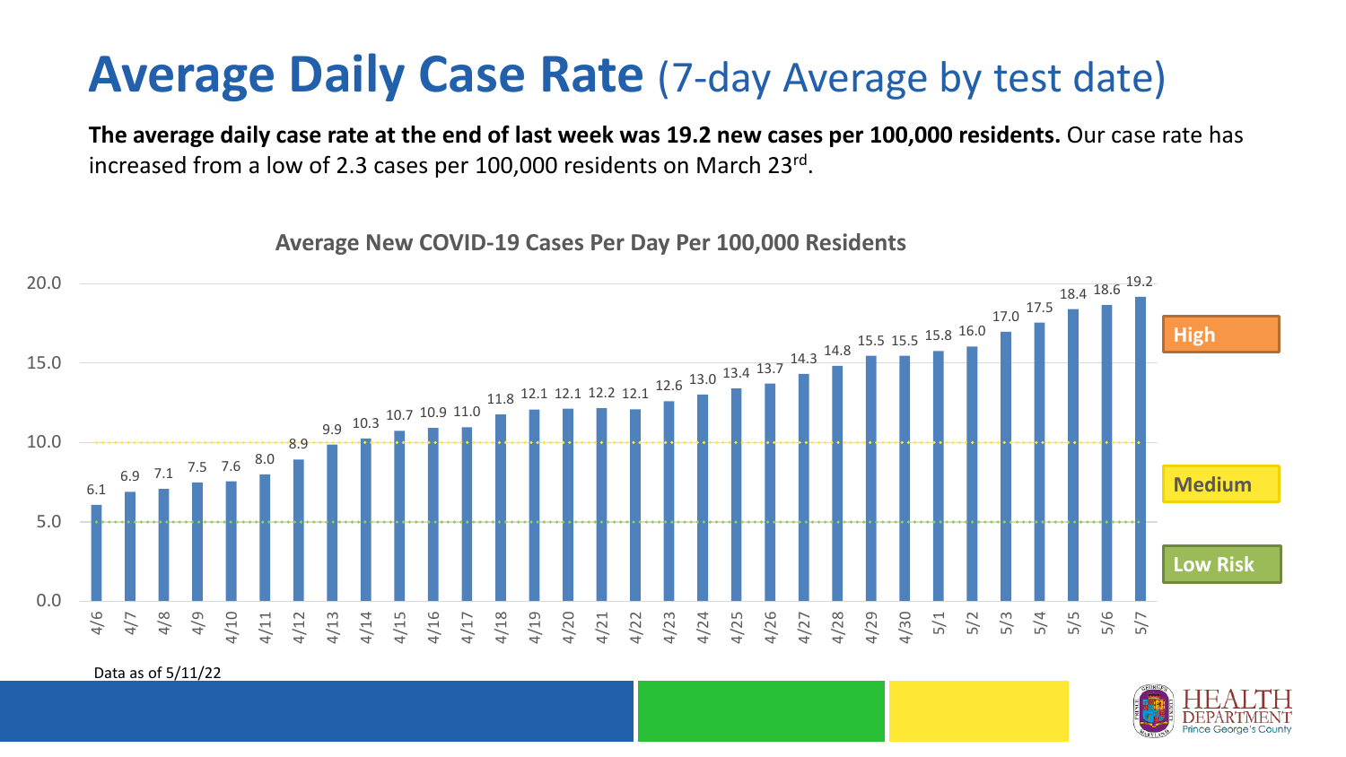# Average Daily Case Rate (7-day Average by test date)

**The average daily case rate at the end of last week was 19.2 new cases per 100,000 residents.** Our case rate has increased from a low of 2.3 cases per 100,000 residents on March 23rd.

**Average New COVID-19 Cases Per Day Per 100,000 Residents**

| Date | Cases per 100,000 |
|---|---|
| 4/6 | 6.1 |
| 4/7 | 6.9 |
| 4/8 | 7.1 |
| 4/9 | 7.5 |
| 4/10 | 7.6 |
| 4/11 | 8.0 |
| 4/12 | 8.9 |
| 4/13 | 9.9 |
| 4/14 | 10.3 |
| 4/15 | 10.7 |
| 4/16 | 10.9 |
| 4/17 | 11.0 |
| 4/18 | 11.8 |
| 4/19 | 12.1 |
| 4/20 | 12.1 |
| 4/21 | 12.2 |
| 4/22 | 12.1 |
| 4/23 | 12.6 |
| 4/24 | 13.0 |
| 4/25 | 13.4 |
| 4/26 | 13.7 |
| 4/27 | 14.3 |
| 4/28 | 14.8 |
| 4/29 | 15.5 |
| 4/30 | 15.5 |
| 5/1 | 15.8 |
| 5/2 | 16.0 |
| 5/3 | 17.0 |
| 5/4 | 17.5 |
| 5/5 | 18.4 |
| 5/6 | 18.6 |
| 5/7 | 19.2 |

High

Medium

Low Risk

Data as of 5/11/22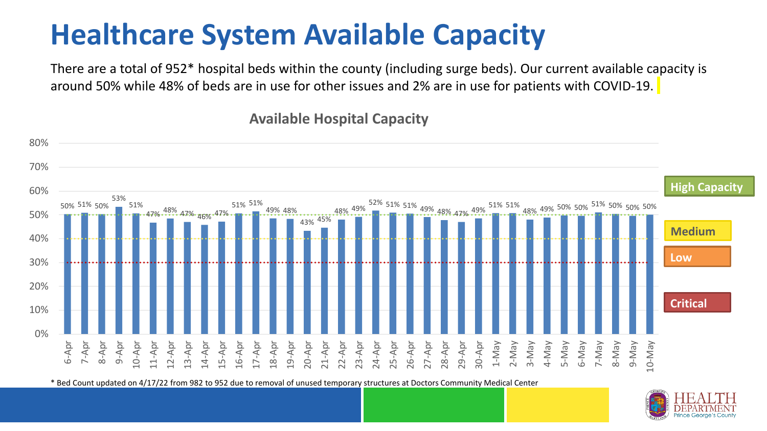# Healthcare System Available Capacity

There are a total of 952* hospital beds within the county (including surge beds). Our current available capacity is around 50% while 48% of beds are in use for other issues and 2% are in use for patients with COVID-19.

Available Hospital Capacity

80%
70%
60%
50%
40%
30%
20%
10%
0%

50% 51% 50% 53% 51% 47% 48% 47% 46% 47% 51% 51% 49% 48% 43% 45% 48% 49% 52% 51% 51% 49% 48% 47% 49% 51% 51% 48% 49% 50% 50% 51% 50% 50% 50%

6-Apr 7-Apr 8-Apr 9-Apr 10-Apr 11-Apr 12-Apr 13-Apr 14-Apr 15-Apr 16-Apr 17-Apr 18-Apr 19-Apr 20-Apr 21-Apr 22-Apr 23-Apr 24-Apr 25-Apr 26-Apr 27-Apr 28-Apr 29-Apr 30-Apr 1-May 2-May 3-May 4-May 5-May 6-May 7-May 8-May 9-May 10-May

High Capacity

Medium

Low

Critical

* Bed Count updated on 4/17/22 from 982 to 952 due to removal of unused temporary structures at Doctors Community Medical Center